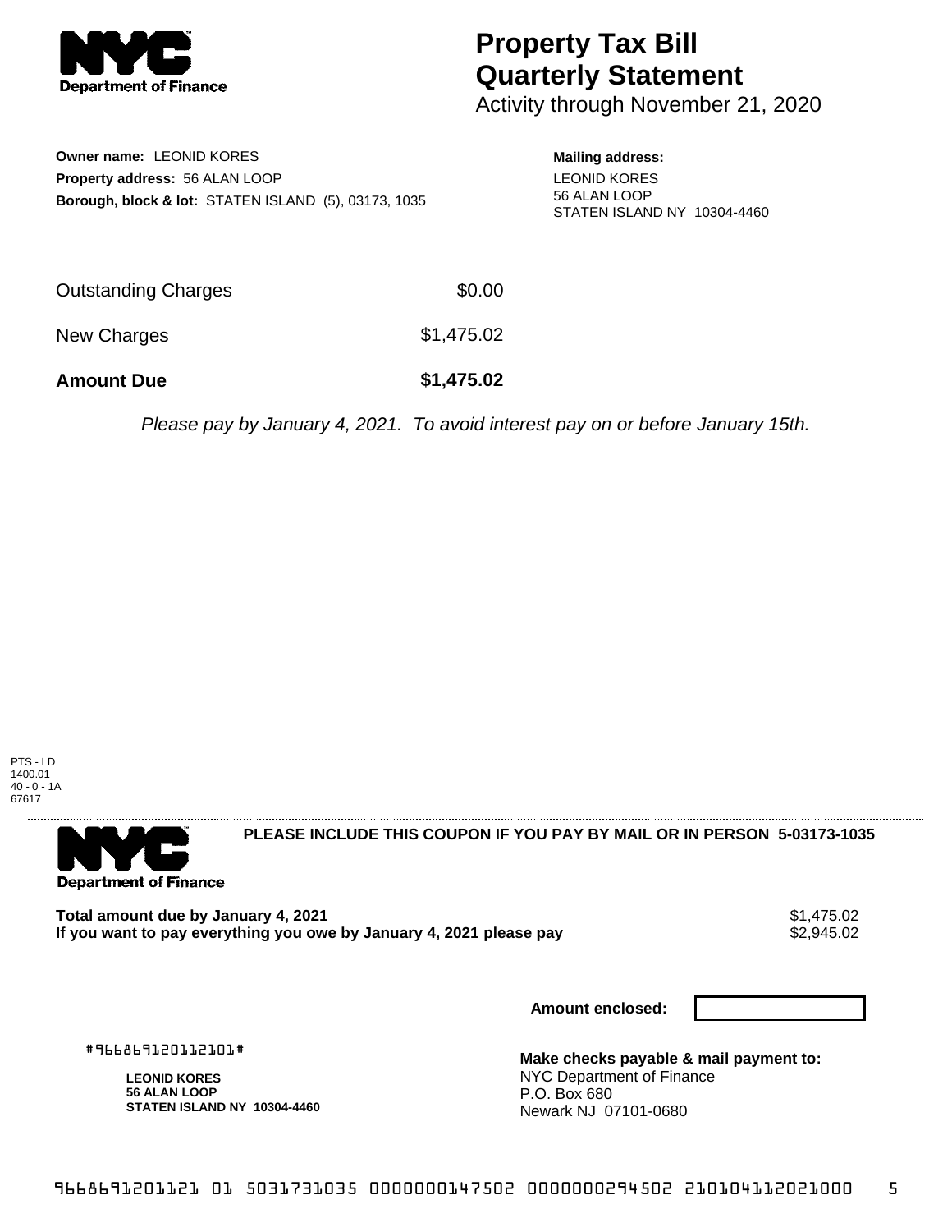# Property Tax Bill Quarterly Statement

Activity through November 21, 2020

**Owner name:** LEONID KORES
**Property address:** 56 ALAN LOOP
**Borough, block & lot:** STATEN ISLAND (5), 03173, 1035

**Mailing address:**
LEONID KORES
56 ALAN LOOP
STATEN ISLAND NY 10304-4460

| | |
|---|---|
| Outstanding Charges | $0.00 |
| New Charges | $1,475.02 |
| **Amount Due** | **$1,475.02** |

*Please pay by January 4, 2021. To avoid interest pay on or before January 15th.*

PTS - LD
1400.01
40 - 0 - 1A
67617

**PLEASE INCLUDE THIS COUPON IF YOU PAY BY MAIL OR IN PERSON 5-03173-1035**

**Total amount due by January 4, 2021** $1,475.02
**If you want to pay everything you owe by January 4, 2021 please pay** $2,945.02

**Amount enclosed:**

#966869120112101#

**LEONID KORES**
**56 ALAN LOOP**
**STATEN ISLAND NY 10304-4460**

**Make checks payable & mail payment to:**
NYC Department of Finance
P.O. Box 680
Newark NJ 07101-0680

9668691201121 01 5031731035 0000000147502 0000000294502 210104112021000 5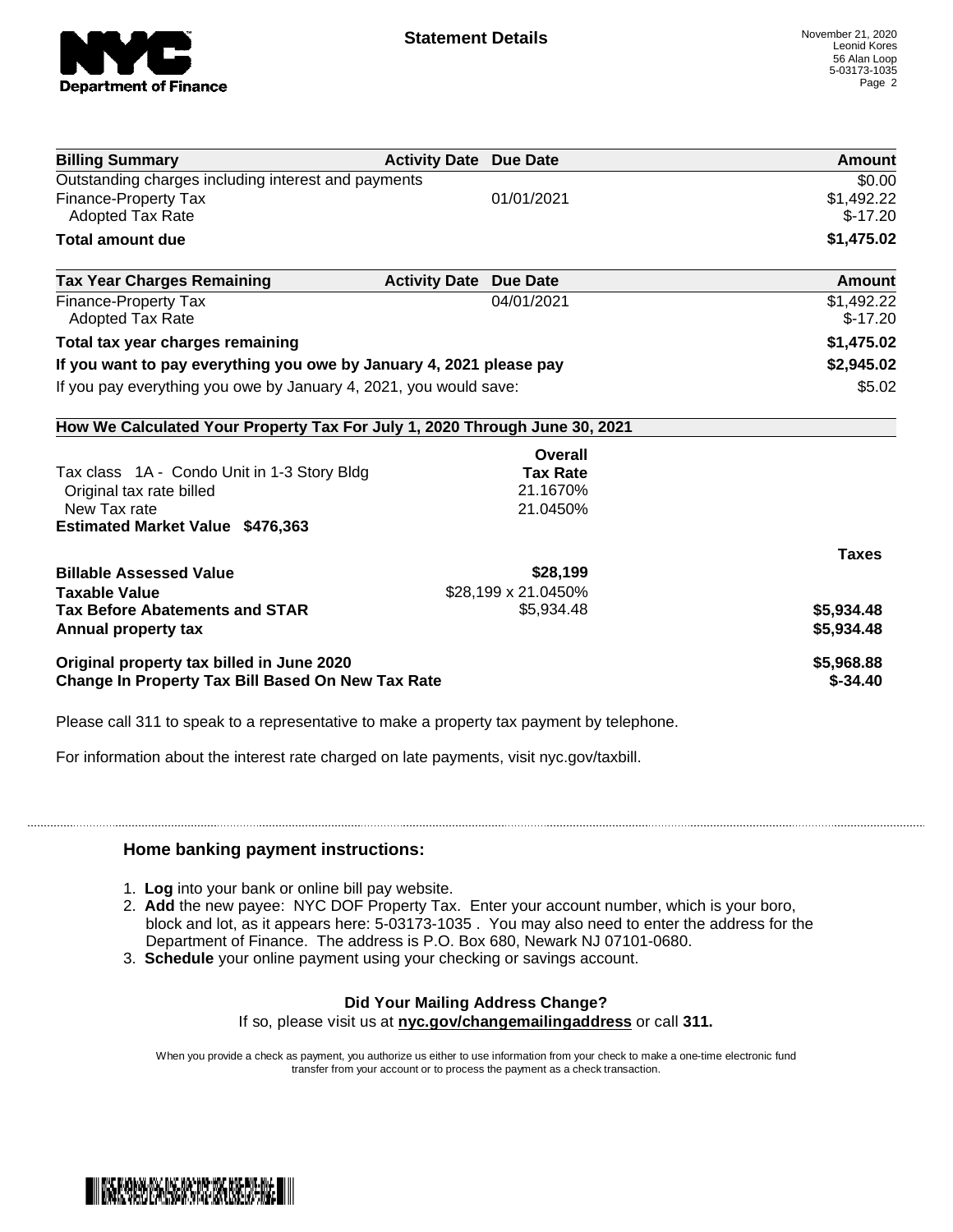## Statement Details

November 21, 2020
Leonid Kores
56 Alan Loop
5-03173-1035

| Billing Summary | Activity Date | Due Date | Amount |
|---|---|---|---|
| Outstanding charges including interest and payments | | | $0.00 |
| Finance-Property Tax | | 01/01/2021 | $1,492.22 |
| Adopted Tax Rate | | | $-17.20 |
| **Total amount due** | | | **$1,475.02** |

| Tax Year Charges Remaining | Activity Date | Due Date | Amount |
|---|---|---|---|
| Finance-Property Tax | | 04/01/2021 | $1,492.22 |
| Adopted Tax Rate | | | $-17.20 |
| **Total tax year charges remaining** | | | **$1,475.02** |
| **If you want to pay everything you owe by January 4, 2021 please pay** | | | **$2,945.02** |
| If you pay everything you owe by January 4, 2021, you would save: | | | $5.02 |

### How We Calculated Your Property Tax For July 1, 2020 Through June 30, 2021

| | Overall Tax Rate | Taxes |
|---|---|---|
| Tax class 1A - Condo Unit in 1-3 Story Bldg | | |
| Original tax rate billed | 21.1670% | |
| New Tax rate | 21.0450% | |
| **Estimated Market Value $476,363** | | |
| **Billable Assessed Value** | **$28,199** | |
| **Taxable Value** | $28,199 x 21.0450% | |
| **Tax Before Abatements and STAR** | $5,934.48 | **$5,934.48** |
| **Annual property tax** | | **$5,934.48** |
| **Original property tax billed in June 2020** | | **$5,968.88** |
| **Change In Property Tax Bill Based On New Tax Rate** | | **$-34.40** |

Please call 311 to speak to a representative to make a property tax payment by telephone.

For information about the interest rate charged on late payments, visit nyc.gov/taxbill.

### Home banking payment instructions:

1. **Log** into your bank or online bill pay website.
2. **Add** the new payee: NYC DOF Property Tax. Enter your account number, which is your boro, block and lot, as it appears here: 5-03173-1035 . You may also need to enter the address for the Department of Finance. The address is P.O. Box 680, Newark NJ 07101-0680.
3. **Schedule** your online payment using your checking or savings account.

**Did Your Mailing Address Change?**
If so, please visit us at **nyc.gov/changemailingaddress** or call **311.**

When you provide a check as payment, you authorize us either to use information from your check to make a one-time electronic fund transfer from your account or to process the payment as a check transaction.